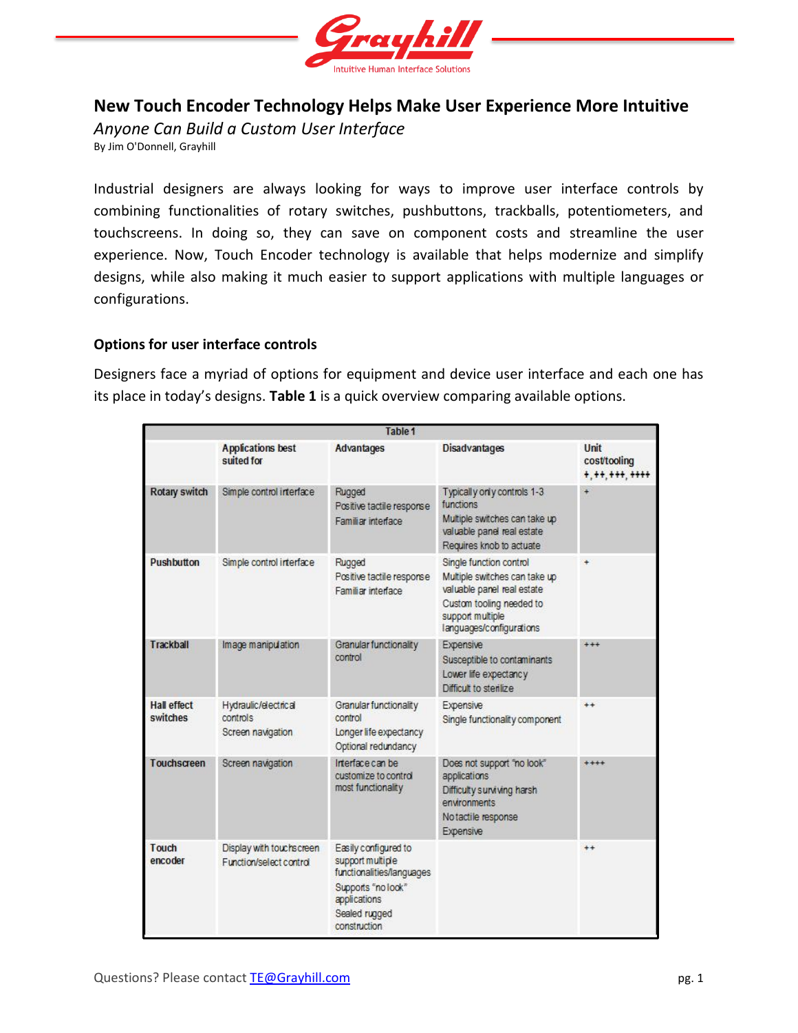# New Touch Encoder Technology Helps Make User Experience More Intuitive

*Anyone Can Build a Custom User Interface*

By Jim O'Donnell, Grayhill

Industrial designers are always looking for ways to improve user interface controls by combining functionalities of rotary switches, pushbuttons, trackballs, potentiometers, and touchscreens. In doing so, they can save on component costs and streamline the user experience. Now, Touch Encoder technology is available that helps modernize and simplify designs, while also making it much easier to support applications with multiple languages or configurations.

## Options for user interface controls

Designers face a myriad of options for equipment and device user interface and each one has its place in today's designs. **Table 1** is a quick overview comparing available options.

Table 1

| | Applications best suited for | Advantages | Disadvantages | Unit cost/tooling +, ++, +++, ++++ |
|---|---|---|---|---|
| **Rotary switch** | Simple control interface | Rugged<br>Positive tactile response<br>Familiar interface | Typically only controls 1-3 functions<br>Multiple switches can take up valuable panel real estate<br>Requires knob to actuate | + |
| **Pushbutton** | Simple control interface | Rugged<br>Positive tactile response<br>Familiar interface | Single function control<br>Multiple switches can take up valuable panel real estate<br>Custom tooling needed to support multiple languages/configurations | + |
| **Trackball** | Image manipulation | Granular functionality control | Expensive<br>Susceptible to contaminants<br>Lower life expectancy<br>Difficult to sterilize | +++ |
| **Hall effect switches** | Hydraulic/electrical controls<br>Screen navigation | Granular functionality control<br>Longer life expectancy<br>Optional redundancy | Expensive<br>Single functionality component | ++ |
| **Touchscreen** | Screen navigation | Interface can be customize to control most functionality | Does not support "no look" applications<br>Difficulty surviving harsh environments<br>No tactile response<br>Expensive | ++++ |
| **Touch encoder** | Display with touchscreen<br>Function/select control | Easily configured to support multiple functionalities/languages<br>Supports "no look" applications<br>Sealed rugged construction | | ++ |

Questions? Please contact TE@Grayhill.com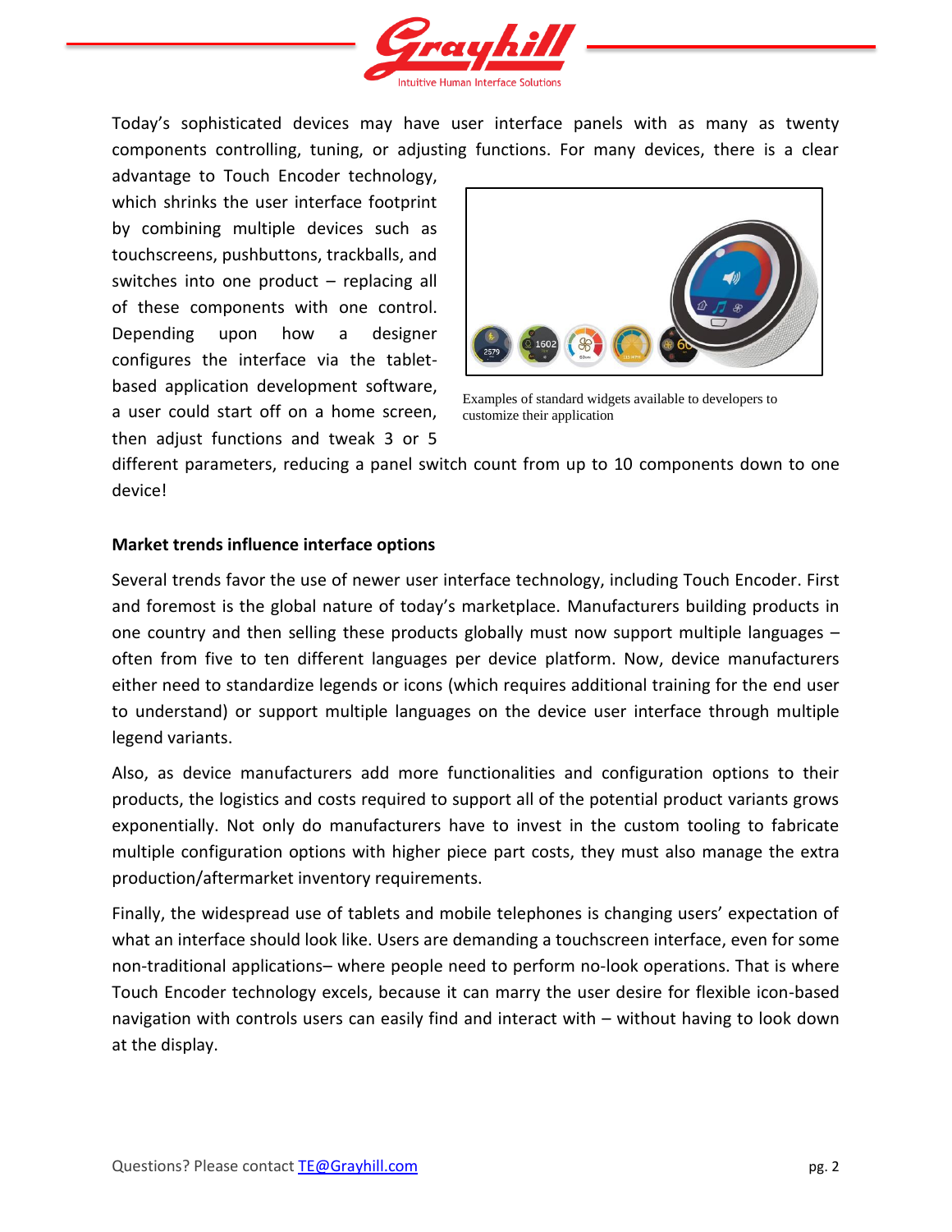Today's sophisticated devices may have user interface panels with as many as twenty components controlling, tuning, or adjusting functions. For many devices, there is a clear advantage to Touch Encoder technology, which shrinks the user interface footprint by combining multiple devices such as touchscreens, pushbuttons, trackballs, and switches into one product – replacing all of these components with one control. Depending upon how a designer configures the interface via the tablet-based application development software, a user could start off on a home screen, then adjust functions and tweak 3 or 5 different parameters, reducing a panel switch count from up to 10 components down to one device!

Examples of standard widgets available to developers to customize their application

**Market trends influence interface options**

Several trends favor the use of newer user interface technology, including Touch Encoder. First and foremost is the global nature of today's marketplace. Manufacturers building products in one country and then selling these products globally must now support multiple languages – often from five to ten different languages per device platform. Now, device manufacturers either need to standardize legends or icons (which requires additional training for the end user to understand) or support multiple languages on the device user interface through multiple legend variants.

Also, as device manufacturers add more functionalities and configuration options to their products, the logistics and costs required to support all of the potential product variants grows exponentially. Not only do manufacturers have to invest in the custom tooling to fabricate multiple configuration options with higher piece part costs, they must also manage the extra production/aftermarket inventory requirements.

Finally, the widespread use of tablets and mobile telephones is changing users' expectation of what an interface should look like. Users are demanding a touchscreen interface, even for some non-traditional applications– where people need to perform no-look operations. That is where Touch Encoder technology excels, because it can marry the user desire for flexible icon-based navigation with controls users can easily find and interact with – without having to look down at the display.

Questions? Please contact TE@Grayhill.com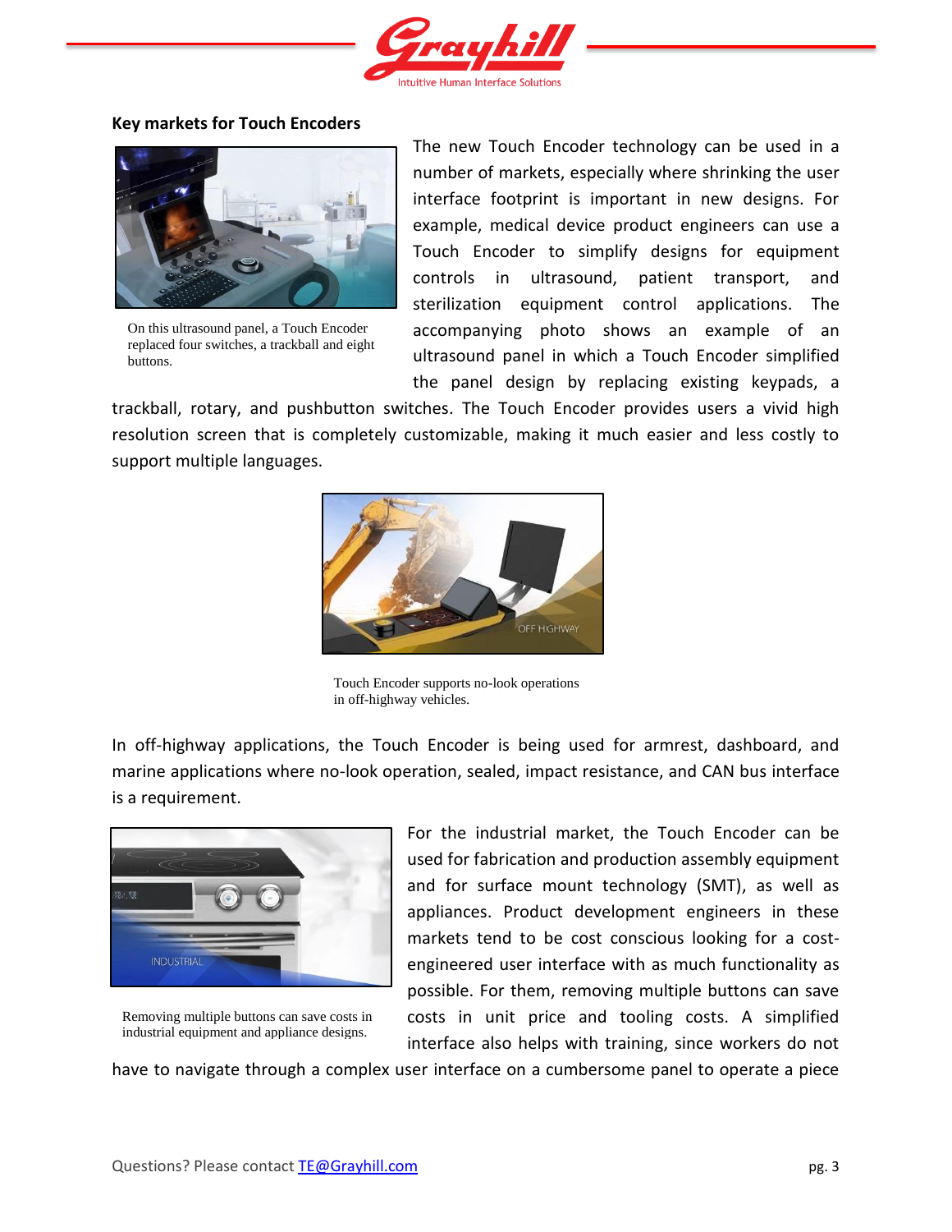### Key markets for Touch Encoders

On this ultrasound panel, a Touch Encoder replaced four switches, a trackball and eight buttons.

The new Touch Encoder technology can be used in a number of markets, especially where shrinking the user interface footprint is important in new designs. For example, medical device product engineers can use a Touch Encoder to simplify designs for equipment controls in ultrasound, patient transport, and sterilization equipment control applications. The accompanying photo shows an example of an ultrasound panel in which a Touch Encoder simplified the panel design by replacing existing keypads, a trackball, rotary, and pushbutton switches. The Touch Encoder provides users a vivid high resolution screen that is completely customizable, making it much easier and less costly to support multiple languages.

Touch Encoder supports no-look operations in off-highway vehicles.

In off-highway applications, the Touch Encoder is being used for armrest, dashboard, and marine applications where no-look operation, sealed, impact resistance, and CAN bus interface is a requirement.

Removing multiple buttons can save costs in industrial equipment and appliance designs.

For the industrial market, the Touch Encoder can be used for fabrication and production assembly equipment and for surface mount technology (SMT), as well as appliances. Product development engineers in these markets tend to be cost conscious looking for a cost-engineered user interface with as much functionality as possible. For them, removing multiple buttons can save costs in unit price and tooling costs. A simplified interface also helps with training, since workers do not have to navigate through a complex user interface on a cumbersome panel to operate a piece

Questions? Please contact [TE@Grayhill.com](mailto:TE@Grayhill.com)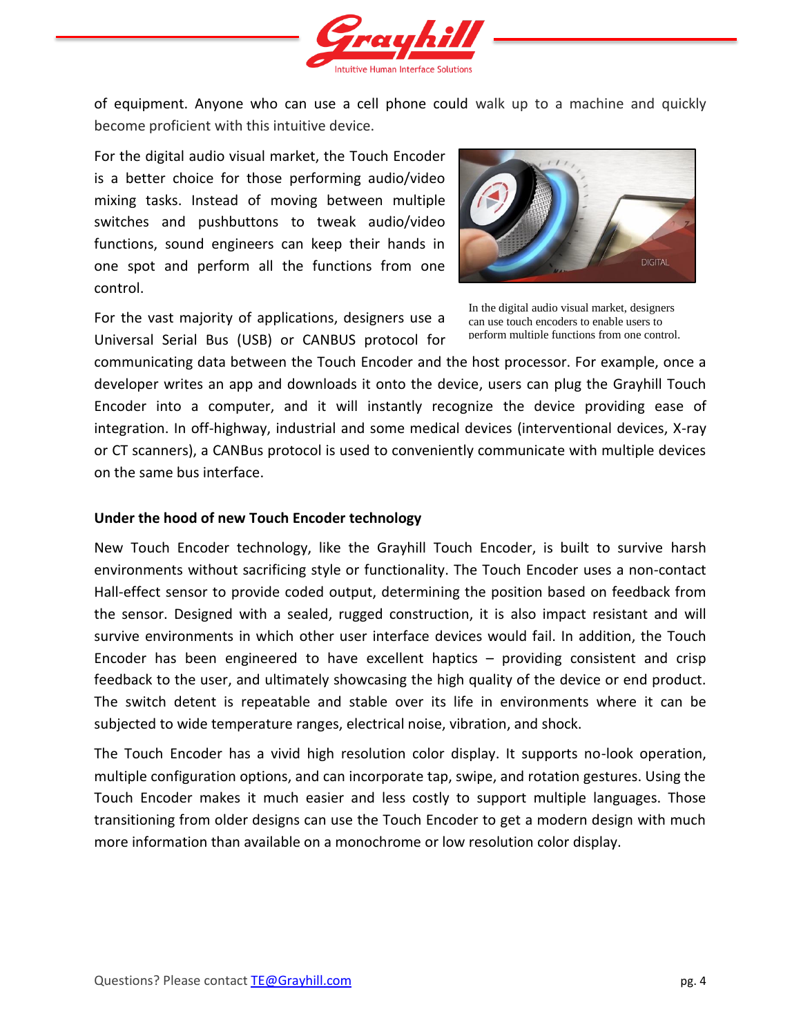of equipment. Anyone who can use a cell phone could walk up to a machine and quickly become proficient with this intuitive device.

For the digital audio visual market, the Touch Encoder is a better choice for those performing audio/video mixing tasks. Instead of moving between multiple switches and pushbuttons to tweak audio/video functions, sound engineers can keep their hands in one spot and perform all the functions from one control.

In the digital audio visual market, designers can use touch encoders to enable users to perform multiple functions from one control.

For the vast majority of applications, designers use a Universal Serial Bus (USB) or CANBUS protocol for communicating data between the Touch Encoder and the host processor. For example, once a developer writes an app and downloads it onto the device, users can plug the Grayhill Touch Encoder into a computer, and it will instantly recognize the device providing ease of integration. In off-highway, industrial and some medical devices (interventional devices, X-ray or CT scanners), a CANBus protocol is used to conveniently communicate with multiple devices on the same bus interface.

**Under the hood of new Touch Encoder technology**

New Touch Encoder technology, like the Grayhill Touch Encoder, is built to survive harsh environments without sacrificing style or functionality. The Touch Encoder uses a non-contact Hall-effect sensor to provide coded output, determining the position based on feedback from the sensor. Designed with a sealed, rugged construction, it is also impact resistant and will survive environments in which other user interface devices would fail. In addition, the Touch Encoder has been engineered to have excellent haptics – providing consistent and crisp feedback to the user, and ultimately showcasing the high quality of the device or end product. The switch detent is repeatable and stable over its life in environments where it can be subjected to wide temperature ranges, electrical noise, vibration, and shock.

The Touch Encoder has a vivid high resolution color display. It supports no-look operation, multiple configuration options, and can incorporate tap, swipe, and rotation gestures. Using the Touch Encoder makes it much easier and less costly to support multiple languages. Those transitioning from older designs can use the Touch Encoder to get a modern design with much more information than available on a monochrome or low resolution color display.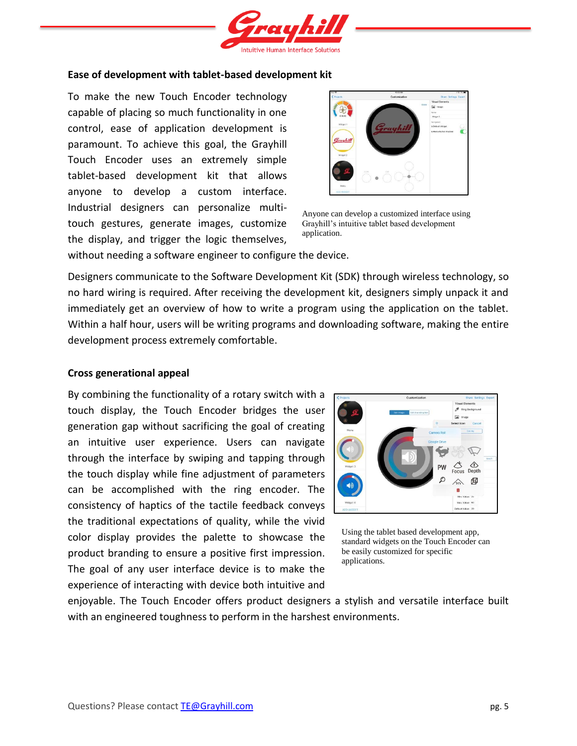## Ease of development with tablet-based development kit

To make the new Touch Encoder technology capable of placing so much functionality in one control, ease of application development is paramount. To achieve this goal, the Grayhill Touch Encoder uses an extremely simple tablet-based development kit that allows anyone to develop a custom interface. Industrial designers can personalize multi-touch gestures, generate images, customize the display, and trigger the logic themselves, without needing a software engineer to configure the device.

Anyone can develop a customized interface using Grayhill's intuitive tablet based development application.

Designers communicate to the Software Development Kit (SDK) through wireless technology, so no hard wiring is required. After receiving the development kit, designers simply unpack it and immediately get an overview of how to write a program using the application on the tablet. Within a half hour, users will be writing programs and downloading software, making the entire development process extremely comfortable.

## Cross generational appeal

By combining the functionality of a rotary switch with a touch display, the Touch Encoder bridges the user generation gap without sacrificing the goal of creating an intuitive user experience. Users can navigate through the interface by swiping and tapping through the touch display while fine adjustment of parameters can be accomplished with the ring encoder. The consistency of haptics of the tactile feedback conveys the traditional expectations of quality, while the vivid color display provides the palette to showcase the product branding to ensure a positive first impression. The goal of any user interface device is to make the experience of interacting with device both intuitive and enjoyable. The Touch Encoder offers product designers a stylish and versatile interface built with an engineered toughness to perform in the harshest environments.

Using the tablet based development app, standard widgets on the Touch Encoder can be easily customized for specific applications.

Questions? Please contact TE@Grayhill.com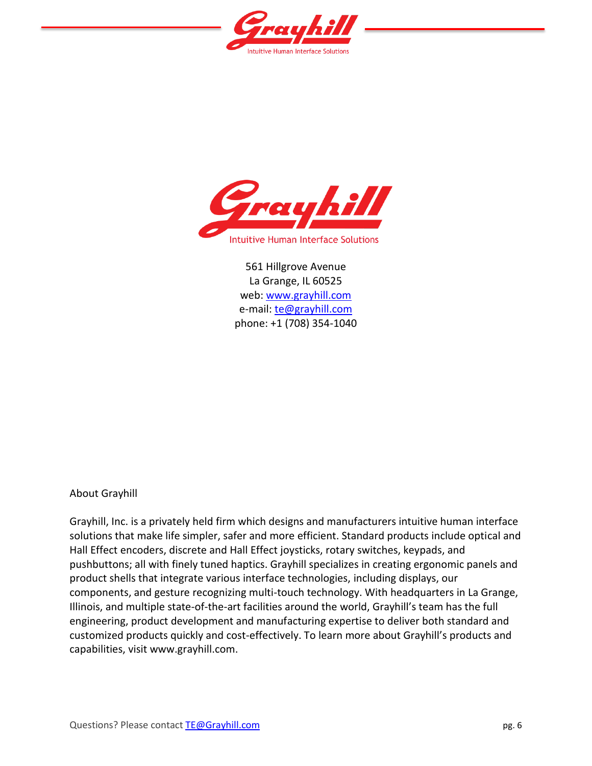561 Hillgrove Avenue
La Grange, IL 60525
web: www.grayhill.com
e-mail: te@grayhill.com
phone: +1 (708) 354-1040

About Grayhill

Grayhill, Inc. is a privately held firm which designs and manufacturers intuitive human interface solutions that make life simpler, safer and more efficient. Standard products include optical and Hall Effect encoders, discrete and Hall Effect joysticks, rotary switches, keypads, and pushbuttons; all with finely tuned haptics. Grayhill specializes in creating ergonomic panels and product shells that integrate various interface technologies, including displays, our components, and gesture recognizing multi-touch technology. With headquarters in La Grange, Illinois, and multiple state-of-the-art facilities around the world, Grayhill's team has the full engineering, product development and manufacturing expertise to deliver both standard and customized products quickly and cost-effectively. To learn more about Grayhill's products and capabilities, visit www.grayhill.com.